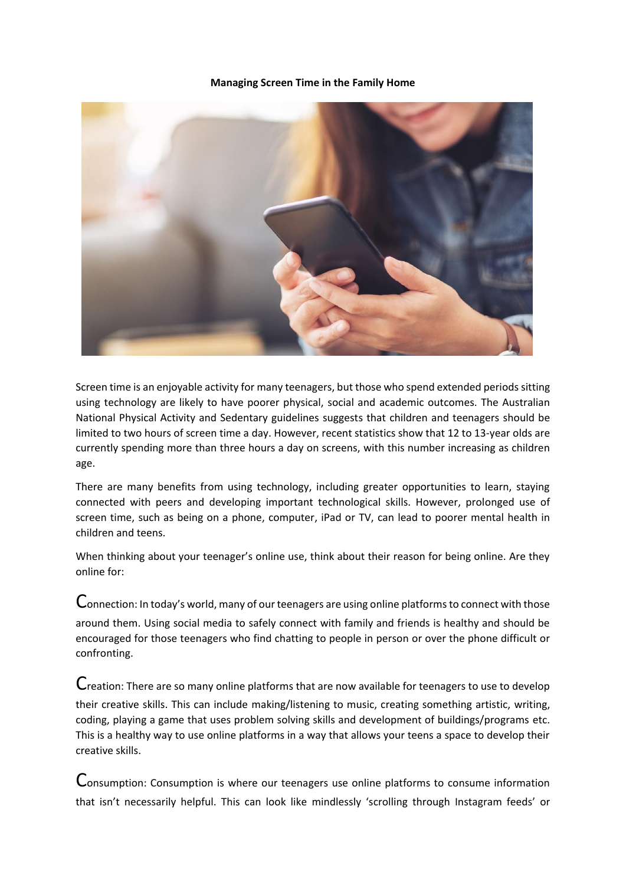**Managing Screen Time in the Family Home**

Screen time is an enjoyable activity for many teenagers, but those who spend extended periods sitting using technology are likely to have poorer physical, social and academic outcomes. The Australian National Physical Activity and Sedentary guidelines suggests that children and teenagers should be limited to two hours of screen time a day. However, recent statistics show that 12 to 13-year olds are currently spending more than three hours a day on screens, with this number increasing as children age.

There are many benefits from using technology, including greater opportunities to learn, staying connected with peers and developing important technological skills. However, prolonged use of screen time, such as being on a phone, computer, iPad or TV, can lead to poorer mental health in children and teens.

When thinking about your teenager's online use, think about their reason for being online. Are they online for:

Connection: In today's world, many of our teenagers are using online platforms to connect with those around them. Using social media to safely connect with family and friends is healthy and should be encouraged for those teenagers who find chatting to people in person or over the phone difficult or confronting.

Creation: There are so many online platforms that are now available for teenagers to use to develop their creative skills. This can include making/listening to music, creating something artistic, writing, coding, playing a game that uses problem solving skills and development of buildings/programs etc. This is a healthy way to use online platforms in a way that allows your teens a space to develop their creative skills.

Consumption: Consumption is where our teenagers use online platforms to consume information that isn't necessarily helpful. This can look like mindlessly 'scrolling through Instagram feeds' or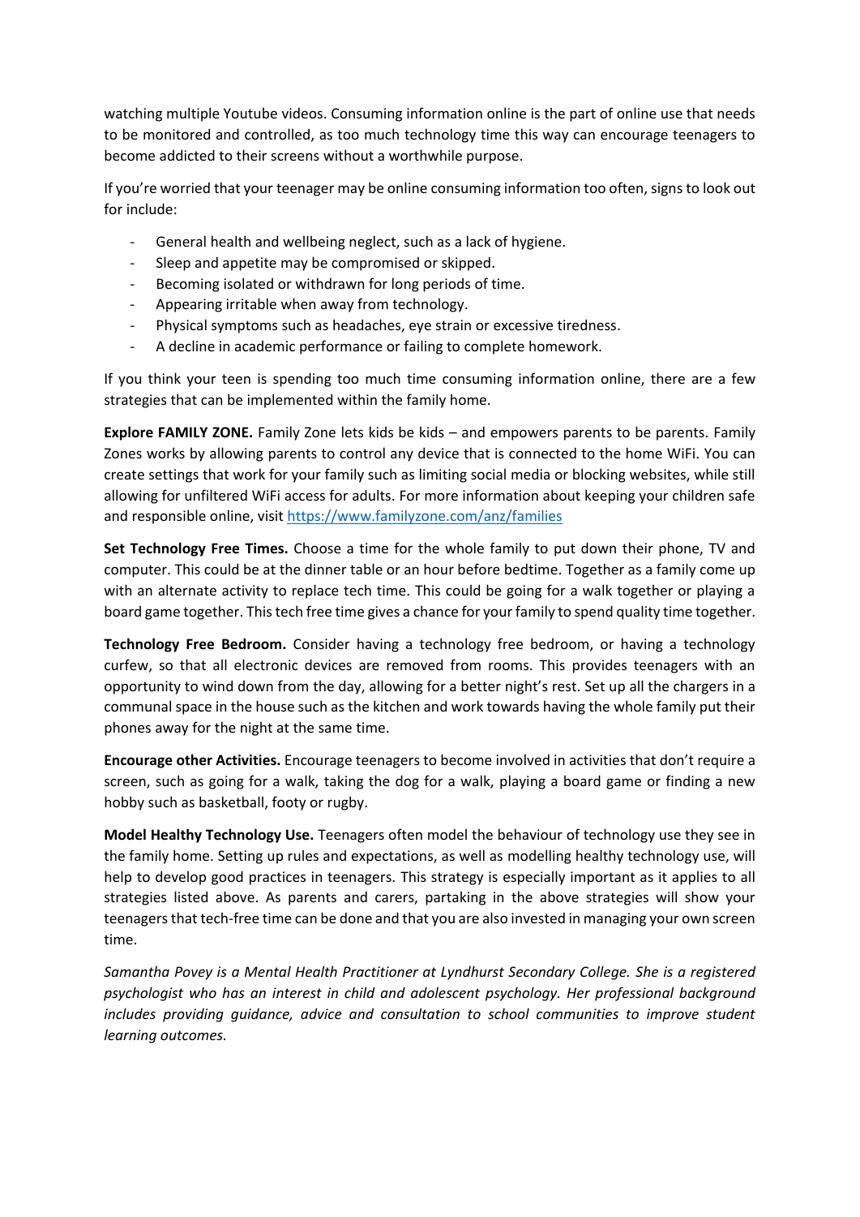watching multiple Youtube videos. Consuming information online is the part of online use that needs to be monitored and controlled, as too much technology time this way can encourage teenagers to become addicted to their screens without a worthwhile purpose.

If you're worried that your teenager may be online consuming information too often, signs to look out for include:

- General health and wellbeing neglect, such as a lack of hygiene.
- Sleep and appetite may be compromised or skipped.
- Becoming isolated or withdrawn for long periods of time.
- Appearing irritable when away from technology.
- Physical symptoms such as headaches, eye strain or excessive tiredness.
- A decline in academic performance or failing to complete homework.

If you think your teen is spending too much time consuming information online, there are a few strategies that can be implemented within the family home.

**Explore FAMILY ZONE.** Family Zone lets kids be kids – and empowers parents to be parents. Family Zones works by allowing parents to control any device that is connected to the home WiFi. You can create settings that work for your family such as limiting social media or blocking websites, while still allowing for unfiltered WiFi access for adults. For more information about keeping your children safe and responsible online, visit https://www.familyzone.com/anz/families

**Set Technology Free Times.** Choose a time for the whole family to put down their phone, TV and computer. This could be at the dinner table or an hour before bedtime. Together as a family come up with an alternate activity to replace tech time. This could be going for a walk together or playing a board game together. This tech free time gives a chance for your family to spend quality time together.

**Technology Free Bedroom.** Consider having a technology free bedroom, or having a technology curfew, so that all electronic devices are removed from rooms. This provides teenagers with an opportunity to wind down from the day, allowing for a better night's rest. Set up all the chargers in a communal space in the house such as the kitchen and work towards having the whole family put their phones away for the night at the same time.

**Encourage other Activities.** Encourage teenagers to become involved in activities that don't require a screen, such as going for a walk, taking the dog for a walk, playing a board game or finding a new hobby such as basketball, footy or rugby.

**Model Healthy Technology Use.** Teenagers often model the behaviour of technology use they see in the family home. Setting up rules and expectations, as well as modelling healthy technology use, will help to develop good practices in teenagers. This strategy is especially important as it applies to all strategies listed above. As parents and carers, partaking in the above strategies will show your teenagers that tech-free time can be done and that you are also invested in managing your own screen time.

*Samantha Povey is a Mental Health Practitioner at Lyndhurst Secondary College. She is a registered psychologist who has an interest in child and adolescent psychology. Her professional background includes providing guidance, advice and consultation to school communities to improve student learning outcomes.*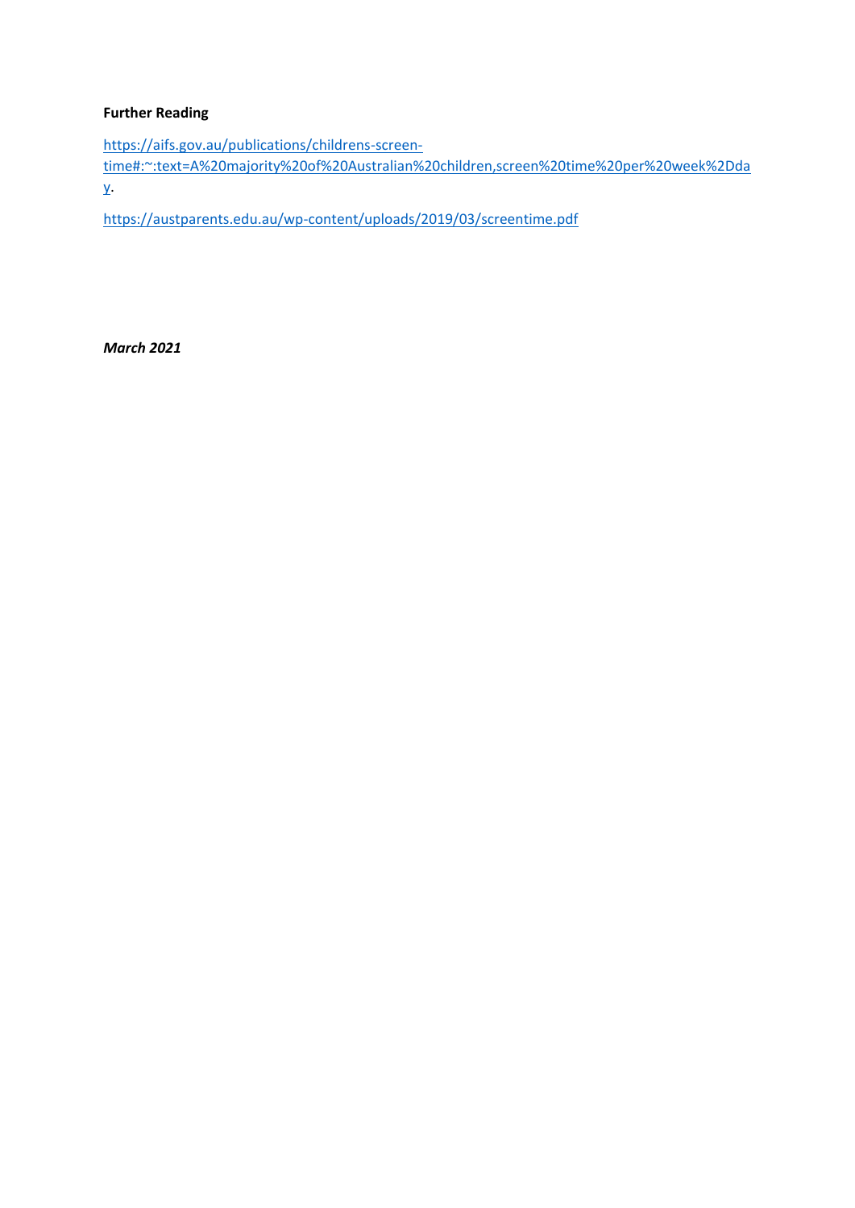**Further Reading**

https://aifs.gov.au/publications/childrens-screen-time#:~:text=A%20majority%20of%20Australian%20children,screen%20time%20per%20week%2Dday.

https://austparents.edu.au/wp-content/uploads/2019/03/screentime.pdf

***March 2021***